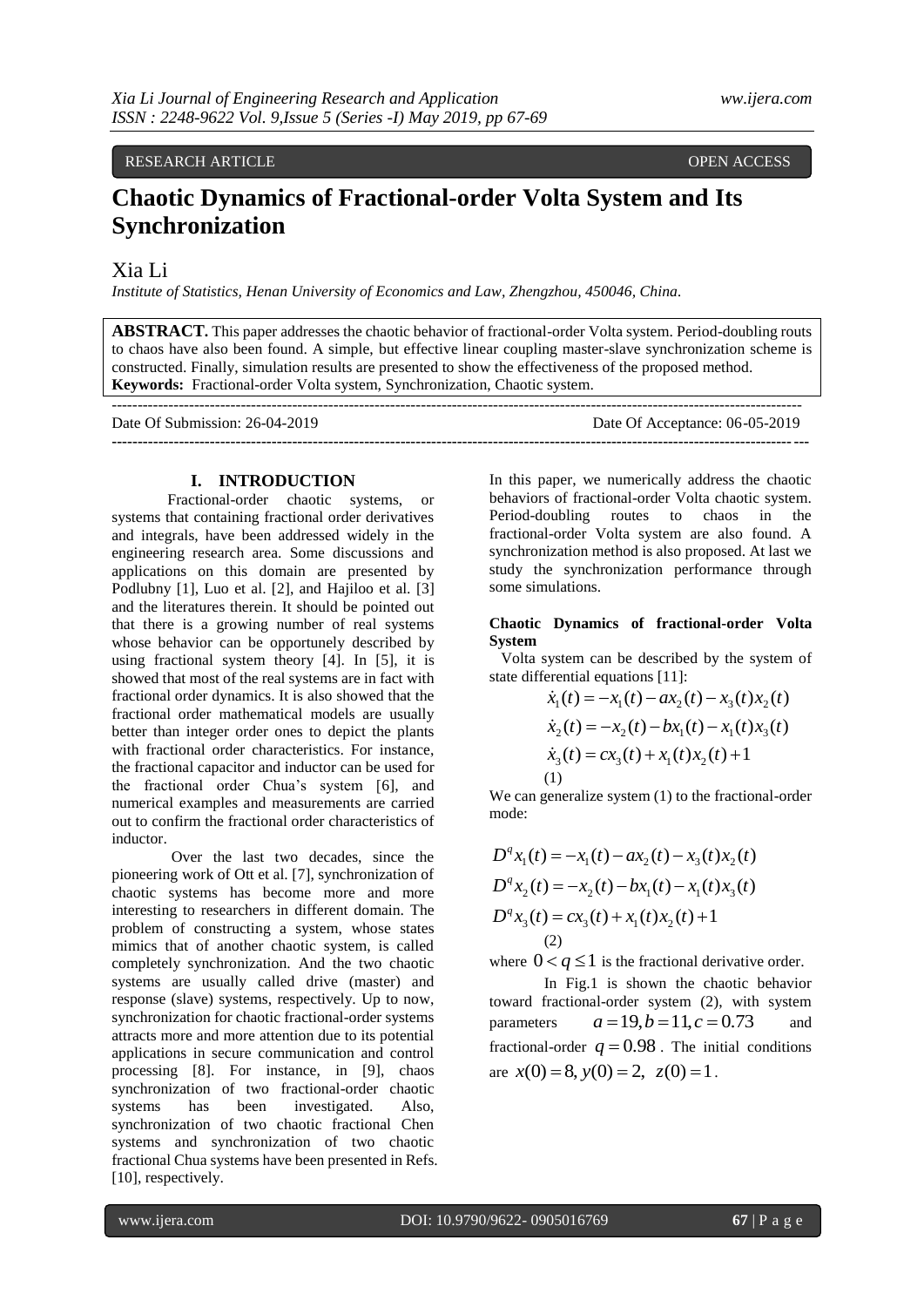RESEARCH ARTICLE OPEN ACCESS

# Chaotic Dynamics of Fractional-order Volta System and Its Synchronization

Xia Li

*Institute of Statistics, Henan University of Economics and Law, Zhengzhou, 450046, China.*

**ABSTRACT.** This paper addresses the chaotic behavior of fractional-order Volta system. Period-doubling routs to chaos have also been found. A simple, but effective linear coupling master-slave synchronization scheme is constructed. Finally, simulation results are presented to show the effectiveness of the proposed method.

**Keywords:** Fractional-order Volta system, Synchronization, Chaotic system.

---

Date Of Submission: 26-04-2019 Date Of Acceptance: 06-05-2019

---

## I. INTRODUCTION

Fractional-order chaotic systems, or systems that containing fractional order derivatives and integrals, have been addressed widely in the engineering research area. Some discussions and applications on this domain are presented by Podlubny [1], Luo et al. [2], and Hajiloo et al. [3] and the literatures therein. It should be pointed out that there is a growing number of real systems whose behavior can be opportunely described by using fractional system theory [4]. In [5], it is showed that most of the real systems are in fact with fractional order dynamics. It is also showed that the fractional order mathematical models are usually better than integer order ones to depict the plants with fractional order characteristics. For instance, the fractional capacitor and inductor can be used for the fractional order Chua's system [6], and numerical examples and measurements are carried out to confirm the fractional order characteristics of inductor.

Over the last two decades, since the pioneering work of Ott et al. [7], synchronization of chaotic systems has become more and more interesting to researchers in different domain. The problem of constructing a system, whose states mimics that of another chaotic system, is called completely synchronization. And the two chaotic systems are usually called drive (master) and response (slave) systems, respectively. Up to now, synchronization for chaotic fractional-order systems attracts more and more attention due to its potential applications in secure communication and control processing [8]. For instance, in [9], chaos synchronization of two fractional-order chaotic systems has been investigated. Also, synchronization of two chaotic fractional Chen systems and synchronization of two chaotic fractional Chua systems have been presented in Refs. [10], respectively.

In this paper, we numerically address the chaotic behaviors of fractional-order Volta chaotic system. Period-doubling routes to chaos in the fractional-order Volta system are also found. A synchronization method is also proposed. At last we study the synchronization performance through some simulations.

**Chaotic Dynamics of fractional-order Volta System**

Volta system can be described by the system of state differential equations [11]:

$$\dot{x}_1(t) = -x_1(t) - ax_2(t) - x_3(t)x_2(t)$$
$$\dot{x}_2(t) = -x_2(t) - bx_1(t) - x_1(t)x_3(t)$$
$$\dot{x}_3(t) = cx_3(t) + x_1(t)x_2(t) + 1 \tag{1}$$

We can generalize system (1) to the fractional-order mode:

$$D^q x_1(t) = -x_1(t) - ax_2(t) - x_3(t)x_2(t)$$
$$D^q x_2(t) = -x_2(t) - bx_1(t) - x_1(t)x_3(t)$$
$$D^q x_3(t) = cx_3(t) + x_1(t)x_2(t) + 1 \tag{2}$$

where $0 < q \le 1$ is the fractional derivative order.

In Fig.1 is shown the chaotic behavior toward fractional-order system (2), with system parameters $a = 19, b = 11, c = 0.73$ and fractional-order $q = 0.98$. The initial conditions are $x(0) = 8, y(0) = 2, z(0) = 1$.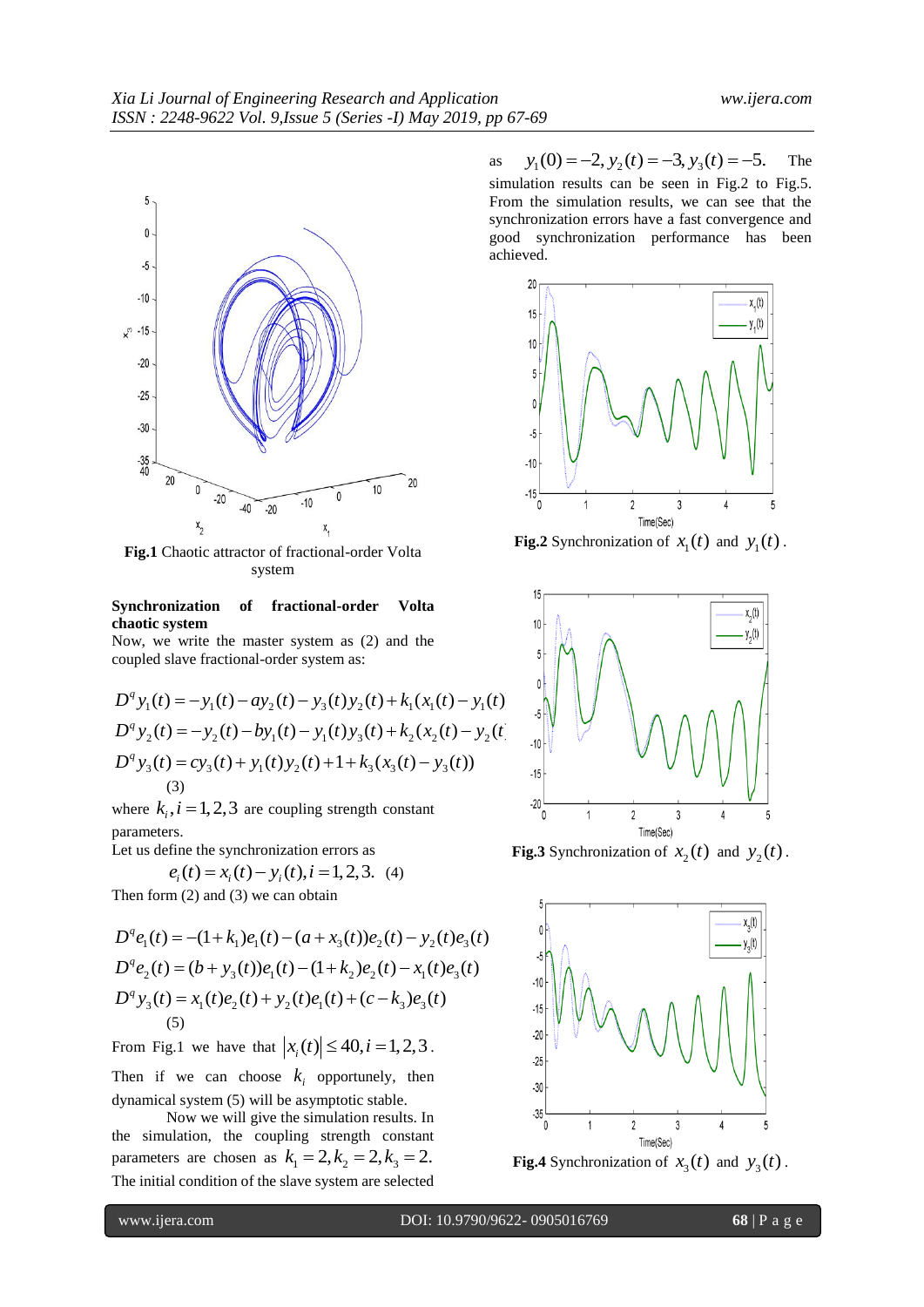Fig.1 Chaotic attractor of fractional-order Volta system

**Synchronization of fractional-order Volta chaotic system**

Now, we write the master system as (2) and the coupled slave fractional-order system as:

$$\begin{aligned}
D^q y_1(t) &= -y_1(t) - a y_2(t) - y_3(t) y_2(t) + k_1(x_1(t) - y_1(t)) \\
D^q y_2(t) &= -y_2(t) - b y_1(t) - y_1(t) y_3(t) + k_2(x_2(t) - y_2(t)) \\
D^q y_3(t) &= c y_3(t) + y_1(t) y_2(t) + 1 + k_3(x_3(t) - y_3(t))
\end{aligned} \quad (3)$$

where $k_i, i = 1,2,3$ are coupling strength constant parameters.

Let us define the synchronization errors as

$$e_i(t) = x_i(t) - y_i(t), i = 1,2,3. \quad (4)$$

Then form (2) and (3) we can obtain

$$\begin{aligned}
D^q e_1(t) &= -(1+k_1) e_1(t) - (a + x_3(t)) e_2(t) - y_2(t) e_3(t) \\
D^q e_2(t) &= (b + y_3(t)) e_1(t) - (1+k_2) e_2(t) - x_1(t) e_3(t) \\
D^q y_3(t) &= x_1(t) e_2(t) + y_2(t) e_1(t) + (c - k_3) e_3(t)
\end{aligned} \quad (5)$$

From Fig.1 we have that $|x_i(t)| \le 40, i = 1,2,3$.

Then if we can choose $k_i$ opportunely, then dynamical system (5) will be asymptotic stable.

Now we will give the simulation results. In the simulation, the coupling strength constant parameters are chosen as $k_1 = 2, k_2 = 2, k_3 = 2$. The initial condition of the slave system are selected as $y_1(0) = -2, y_2(t) = -3, y_3(t) = -5.$ The simulation results can be seen in Fig.2 to Fig.5. From the simulation results, we can see that the synchronization errors have a fast convergence and good synchronization performance has been achieved.

**Fig.2** Synchronization of $x_1(t)$ and $y_1(t)$.

**Fig.3** Synchronization of $x_2(t)$ and $y_2(t)$.

**Fig.4** Synchronization of $x_3(t)$ and $y_3(t)$.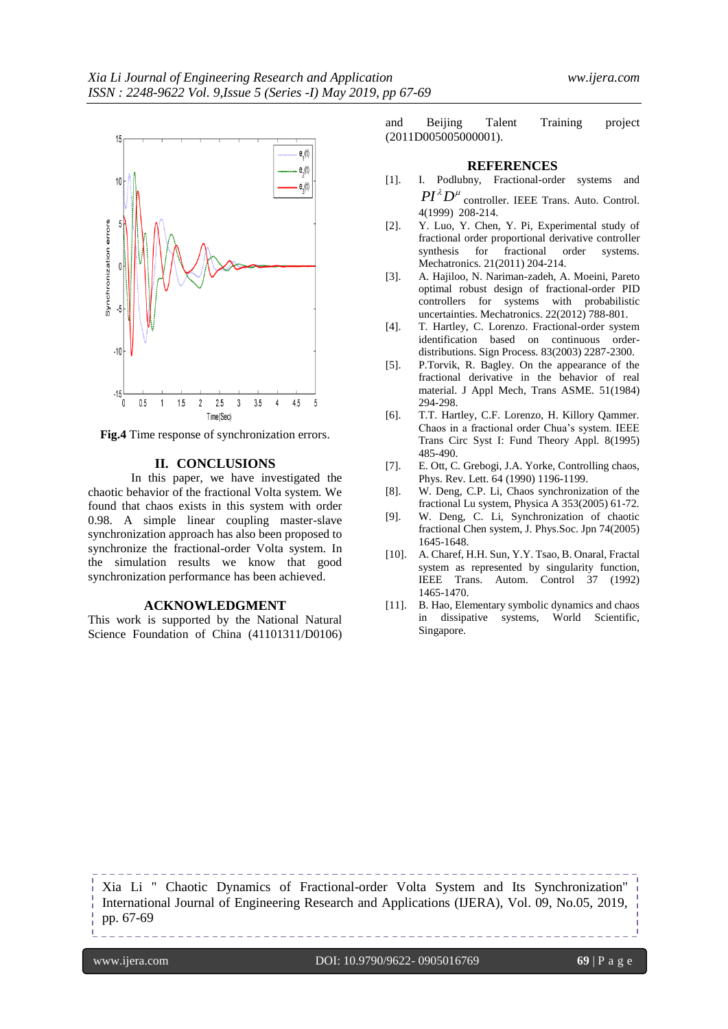15
10
5
0
-5
-10
-15

0 0.5 1 1.5 2 2.5 3 3.5 4 4.5 5

Time(Sec)

Synchronization errors

$e_1(t)$
$e_2(t)$
$e_3(t)$

**Fig.4** Time response of synchronization errors.

## II. CONCLUSIONS

In this paper, we have investigated the chaotic behavior of the fractional Volta system. We found that chaos exists in this system with order 0.98. A simple linear coupling master-slave synchronization approach has also been proposed to synchronize the fractional-order Volta system. In the simulation results we know that good synchronization performance has been achieved.

## ACKNOWLEDGMENT

This work is supported by the National Natural Science Foundation of China (41101311/D0106) and Beijing Talent Training project (2011D005005000001).

## REFERENCES

[1]. I. Podlubny, Fractional-order systems and $PI^{\lambda}D^{\mu}$ controller. IEEE Trans. Auto. Control. 4(1999) 208-214.

[2]. Y. Luo, Y. Chen, Y. Pi, Experimental study of fractional order proportional derivative controller synthesis for fractional order systems. Mechatronics. 21(2011) 204-214.

[3]. A. Hajiloo, N. Nariman-zadeh, A. Moeini, Pareto optimal robust design of fractional-order PID controllers for systems with probabilistic uncertainties. Mechatronics. 22(2012) 788-801.

[4]. T. Hartley, C. Lorenzo. Fractional-order system identification based on continuous order-distributions. Sign Process. 83(2003) 2287-2300.

[5]. P.Torvik, R. Bagley. On the appearance of the fractional derivative in the behavior of real material. J Appl Mech, Trans ASME. 51(1984) 294-298.

[6]. T.T. Hartley, C.F. Lorenzo, H. Killory Qammer. Chaos in a fractional order Chua's system. IEEE Trans Circ Syst I: Fund Theory Appl. 8(1995) 485-490.

[7]. E. Ott, C. Grebogi, J.A. Yorke, Controlling chaos, Phys. Rev. Lett. 64 (1990) 1196-1199.

[8]. W. Deng, C.P. Li, Chaos synchronization of the fractional Lu system, Physica A 353(2005) 61-72.

[9]. W. Deng, C. Li, Synchronization of chaotic fractional Chen system, J. Phys.Soc. Jpn 74(2005) 1645-1648.

[10]. A. Charef, H.H. Sun, Y.Y. Tsao, B. Onaral, Fractal system as represented by singularity function, IEEE Trans. Autom. Control 37 (1992) 1465-1470.

[11]. B. Hao, Elementary symbolic dynamics and chaos in dissipative systems, World Scientific, Singapore.

---

Xia Li " Chaotic Dynamics of Fractional-order Volta System and Its Synchronization" International Journal of Engineering Research and Applications (IJERA), Vol. 09, No.05, 2019, pp. 67-69